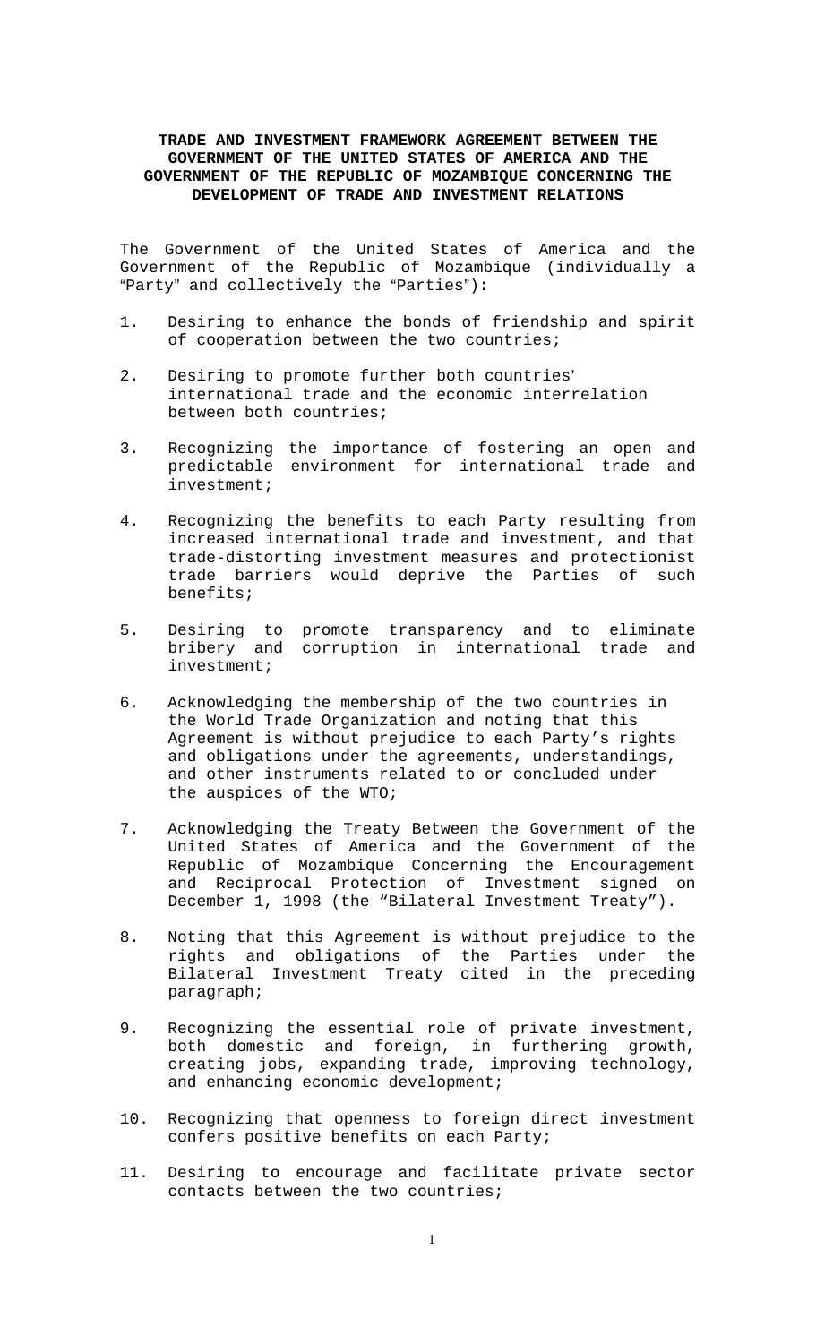**TRADE AND INVESTMENT FRAMEWORK AGREEMENT BETWEEN THE GOVERNMENT OF THE UNITED STATES OF AMERICA AND THE GOVERNMENT OF THE REPUBLIC OF MOZAMBIQUE CONCERNING THE DEVELOPMENT OF TRADE AND INVESTMENT RELATIONS**

The Government of the United States of America and the Government of the Republic of Mozambique (individually a "Party" and collectively the "Parties"):

1. Desiring to enhance the bonds of friendship and spirit of cooperation between the two countries;

2. Desiring to promote further both countries' international trade and the economic interrelation between both countries;

3. Recognizing the importance of fostering an open and predictable environment for international trade and investment;

4. Recognizing the benefits to each Party resulting from increased international trade and investment, and that trade-distorting investment measures and protectionist trade barriers would deprive the Parties of such benefits;

5. Desiring to promote transparency and to eliminate bribery and corruption in international trade and investment;

6. Acknowledging the membership of the two countries in the World Trade Organization and noting that this Agreement is without prejudice to each Party's rights and obligations under the agreements, understandings, and other instruments related to or concluded under the auspices of the WTO;

7. Acknowledging the Treaty Between the Government of the United States of America and the Government of the Republic of Mozambique Concerning the Encouragement and Reciprocal Protection of Investment signed on December 1, 1998 (the "Bilateral Investment Treaty").

8. Noting that this Agreement is without prejudice to the rights and obligations of the Parties under the Bilateral Investment Treaty cited in the preceding paragraph;

9. Recognizing the essential role of private investment, both domestic and foreign, in furthering growth, creating jobs, expanding trade, improving technology, and enhancing economic development;

10. Recognizing that openness to foreign direct investment confers positive benefits on each Party;

11. Desiring to encourage and facilitate private sector contacts between the two countries;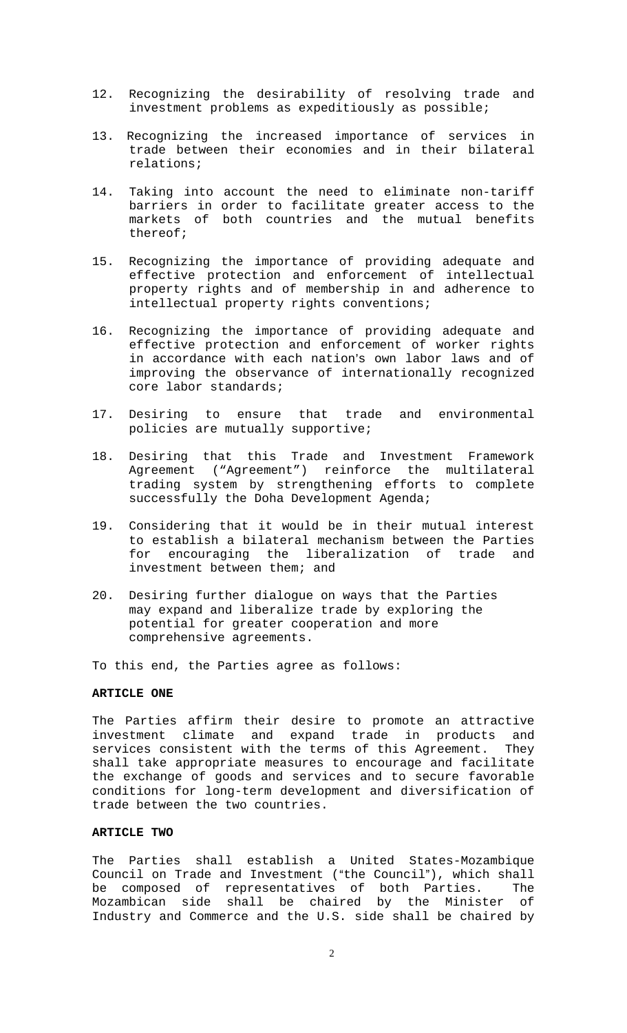12. Recognizing the desirability of resolving trade and investment problems as expeditiously as possible;

13. Recognizing the increased importance of services in trade between their economies and in their bilateral relations;

14. Taking into account the need to eliminate non-tariff barriers in order to facilitate greater access to the markets of both countries and the mutual benefits thereof;

15. Recognizing the importance of providing adequate and effective protection and enforcement of intellectual property rights and of membership in and adherence to intellectual property rights conventions;

16. Recognizing the importance of providing adequate and effective protection and enforcement of worker rights in accordance with each nation's own labor laws and of improving the observance of internationally recognized core labor standards;

17. Desiring to ensure that trade and environmental policies are mutually supportive;

18. Desiring that this Trade and Investment Framework Agreement ("Agreement") reinforce the multilateral trading system by strengthening efforts to complete successfully the Doha Development Agenda;

19. Considering that it would be in their mutual interest to establish a bilateral mechanism between the Parties for encouraging the liberalization of trade and investment between them; and

20. Desiring further dialogue on ways that the Parties may expand and liberalize trade by exploring the potential for greater cooperation and more comprehensive agreements.

To this end, the Parties agree as follows:

**ARTICLE ONE**

The Parties affirm their desire to promote an attractive investment climate and expand trade in products and services consistent with the terms of this Agreement. They shall take appropriate measures to encourage and facilitate the exchange of goods and services and to secure favorable conditions for long-term development and diversification of trade between the two countries.

**ARTICLE TWO**

The Parties shall establish a United States-Mozambique Council on Trade and Investment ("the Council"), which shall be composed of representatives of both Parties. The Mozambican side shall be chaired by the Minister of Industry and Commerce and the U.S. side shall be chaired by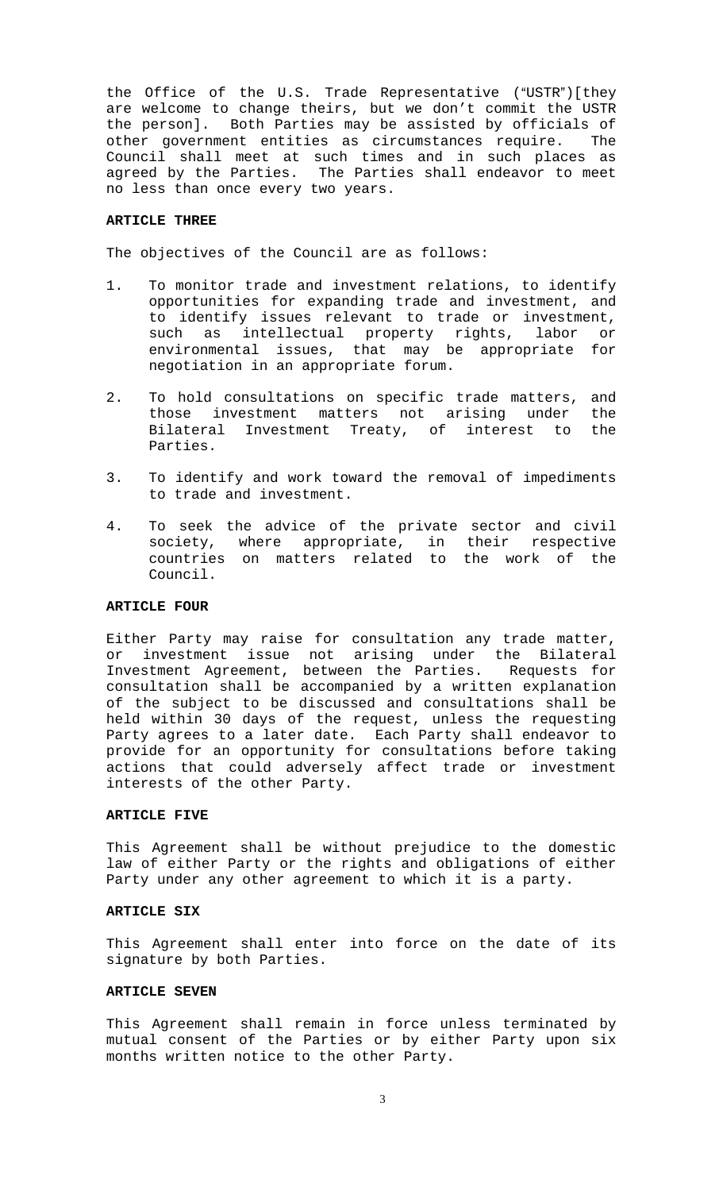the Office of the U.S. Trade Representative ("USTR")[they are welcome to change theirs, but we don't commit the USTR the person]. Both Parties may be assisted by officials of other government entities as circumstances require. The Council shall meet at such times and in such places as agreed by the Parties. The Parties shall endeavor to meet no less than once every two years.

**ARTICLE THREE**

The objectives of the Council are as follows:

1. To monitor trade and investment relations, to identify opportunities for expanding trade and investment, and to identify issues relevant to trade or investment, such as intellectual property rights, labor or environmental issues, that may be appropriate for negotiation in an appropriate forum.

2. To hold consultations on specific trade matters, and those investment matters not arising under the Bilateral Investment Treaty, of interest to the Parties.

3. To identify and work toward the removal of impediments to trade and investment.

4. To seek the advice of the private sector and civil society, where appropriate, in their respective countries on matters related to the work of the Council.

**ARTICLE FOUR**

Either Party may raise for consultation any trade matter, or investment issue not arising under the Bilateral Investment Agreement, between the Parties. Requests for consultation shall be accompanied by a written explanation of the subject to be discussed and consultations shall be held within 30 days of the request, unless the requesting Party agrees to a later date. Each Party shall endeavor to provide for an opportunity for consultations before taking actions that could adversely affect trade or investment interests of the other Party.

**ARTICLE FIVE**

This Agreement shall be without prejudice to the domestic law of either Party or the rights and obligations of either Party under any other agreement to which it is a party.

**ARTICLE SIX**

This Agreement shall enter into force on the date of its signature by both Parties.

**ARTICLE SEVEN**

This Agreement shall remain in force unless terminated by mutual consent of the Parties or by either Party upon six months written notice to the other Party.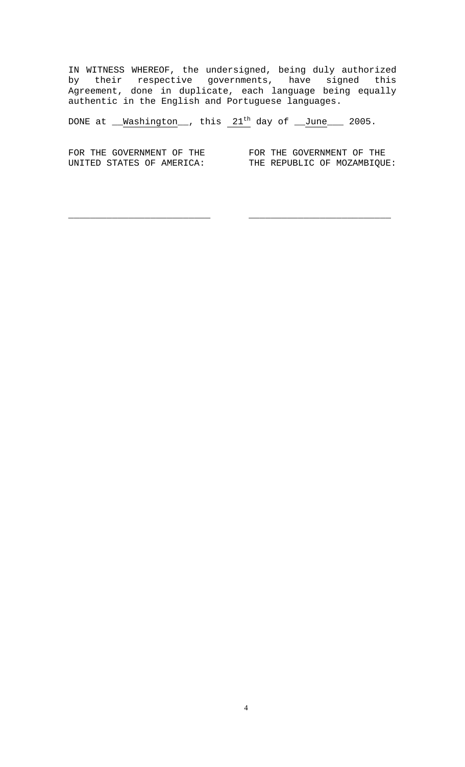IN WITNESS WHEREOF, the undersigned, being duly authorized by their respective governments, have signed this Agreement, done in duplicate, each language being equally authentic in the English and Portuguese languages.

DONE at __Washington__, this 21th day of __June___ 2005.

| | |
|---|---|
| FOR THE GOVERNMENT OF THE UNITED STATES OF AMERICA: | FOR THE GOVERNMENT OF THE THE REPUBLIC OF MOZAMBIQUE: |
| ______________________ | ______________________ |